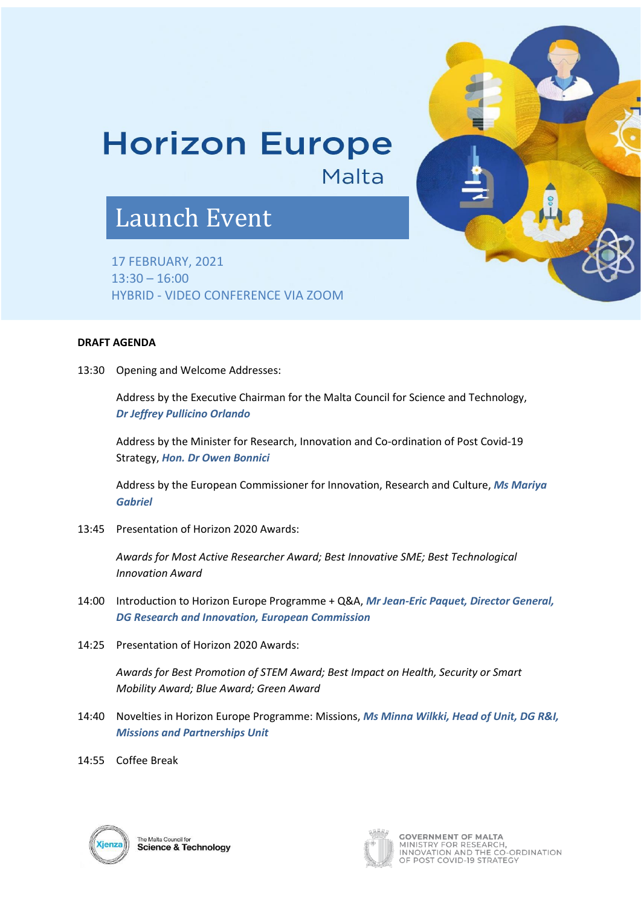# Horizon Europe

Malta

## Launch Event

17 FEBRUARY, 2021
13:30 – 16:00
HYBRID - VIDEO CONFERENCE VIA ZOOM

**DRAFT AGENDA**

13:30 Opening and Welcome Addresses:

Address by the Executive Chairman for the Malta Council for Science and Technology, ***Dr Jeffrey Pullicino Orlando***

Address by the Minister for Research, Innovation and Co-ordination of Post Covid-19 Strategy, ***Hon. Dr Owen Bonnici***

Address by the European Commissioner for Innovation, Research and Culture, ***Ms Mariya Gabriel***

13:45 Presentation of Horizon 2020 Awards:

*Awards for Most Active Researcher Award; Best Innovative SME; Best Technological Innovation Award*

14:00 Introduction to Horizon Europe Programme + Q&A, ***Mr Jean-Eric Paquet, Director General, DG Research and Innovation, European Commission***

14:25 Presentation of Horizon 2020 Awards:

*Awards for Best Promotion of STEM Award; Best Impact on Health, Security or Smart Mobility Award; Blue Award; Green Award*

14:40 Novelties in Horizon Europe Programme: Missions, ***Ms Minna Wilkki, Head of Unit, DG R&I, Missions and Partnerships Unit***

14:55 Coffee Break

Xjenza – The Malta Council for Science & Technology

GOVERNMENT OF MALTA
MINISTRY FOR RESEARCH, INNOVATION AND THE CO-ORDINATION OF POST COVID-19 STRATEGY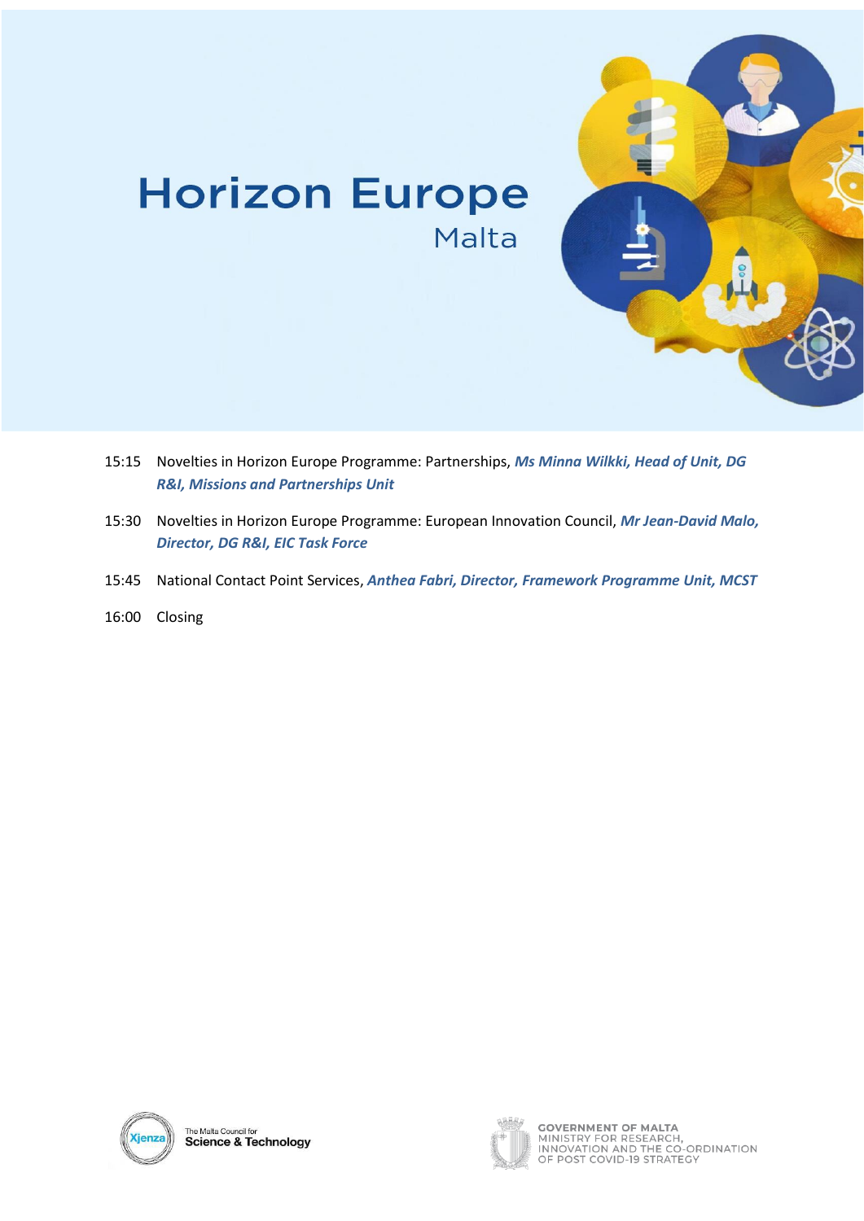# Horizon Europe

## Malta

15:15 Novelties in Horizon Europe Programme: Partnerships, ***Ms Minna Wilkki, Head of Unit, DG R&I, Missions and Partnerships Unit***

15:30 Novelties in Horizon Europe Programme: European Innovation Council, ***Mr Jean-David Malo, Director, DG R&I, EIC Task Force***

15:45 National Contact Point Services, ***Anthea Fabri, Director, Framework Programme Unit, MCST***

16:00 Closing

Xjenza — The Malta Council for Science & Technology

GOVERNMENT OF MALTA
MINISTRY FOR RESEARCH, INNOVATION AND THE CO-ORDINATION OF POST COVID-19 STRATEGY